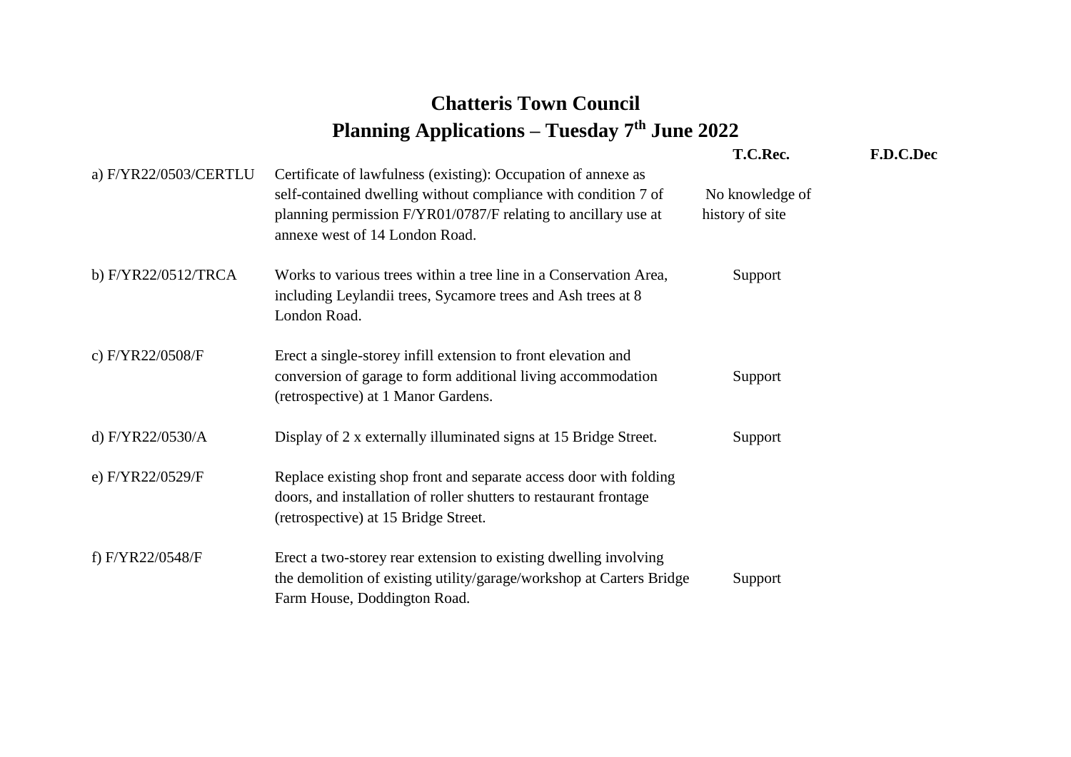# Chatteris Town Council

## Planning Applications – Tuesday 7th June 2022

| | | T.C.Rec. | F.D.C.Dec |
|---|---|---|---|
| a) F/YR22/0503/CERTLU | Certificate of lawfulness (existing): Occupation of annexe as self-contained dwelling without compliance with condition 7 of planning permission F/YR01/0787/F relating to ancillary use at annexe west of 14 London Road. | No knowledge of history of site | |
| b) F/YR22/0512/TRCA | Works to various trees within a tree line in a Conservation Area, including Leylandii trees, Sycamore trees and Ash trees at 8 London Road. | Support | |
| c) F/YR22/0508/F | Erect a single-storey infill extension to front elevation and conversion of garage to form additional living accommodation (retrospective) at 1 Manor Gardens. | Support | |
| d) F/YR22/0530/A | Display of 2 x externally illuminated signs at 15 Bridge Street. | Support | |
| e) F/YR22/0529/F | Replace existing shop front and separate access door with folding doors, and installation of roller shutters to restaurant frontage (retrospective) at 15 Bridge Street. | | |
| f) F/YR22/0548/F | Erect a two-storey rear extension to existing dwelling involving the demolition of existing utility/garage/workshop at Carters Bridge Farm House, Doddington Road. | Support | |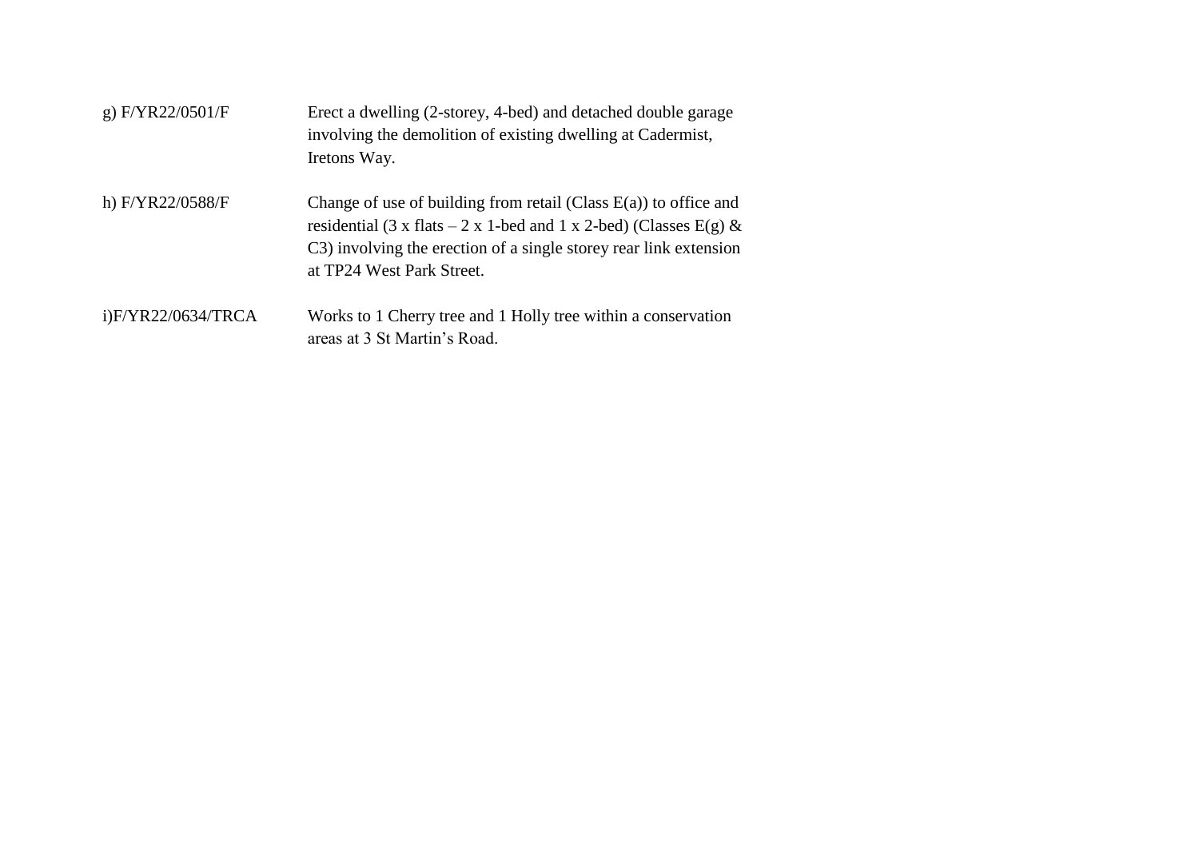| | |
|---|---|
| g) F/YR22/0501/F | Erect a dwelling (2-storey, 4-bed) and detached double garage involving the demolition of existing dwelling at Cadermist, Iretons Way. |
| h) F/YR22/0588/F | Change of use of building from retail (Class E(a)) to office and residential (3 x flats – 2 x 1-bed and 1 x 2-bed) (Classes E(g) & C3) involving the erection of a single storey rear link extension at TP24 West Park Street. |
| i)F/YR22/0634/TRCA | Works to 1 Cherry tree and 1 Holly tree within a conservation areas at 3 St Martin's Road. |